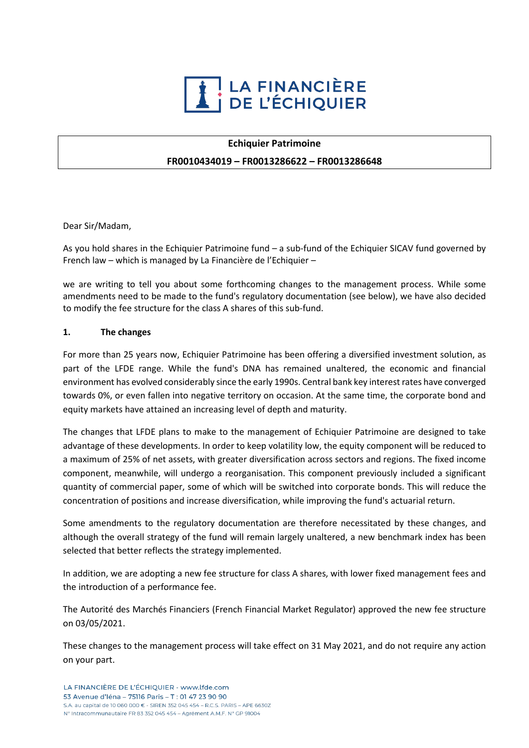LA FINANCIÈRE DE L'ÉCHIQUIER

**Echiquier Patrimoine**

**FR0010434019 – FR0013286622 – FR0013286648**

Dear Sir/Madam,

As you hold shares in the Echiquier Patrimoine fund – a sub-fund of the Echiquier SICAV fund governed by French law – which is managed by La Financière de l'Echiquier –

we are writing to tell you about some forthcoming changes to the management process. While some amendments need to be made to the fund's regulatory documentation (see below), we have also decided to modify the fee structure for the class A shares of this sub-fund.

## 1. The changes

For more than 25 years now, Echiquier Patrimoine has been offering a diversified investment solution, as part of the LFDE range. While the fund's DNA has remained unaltered, the economic and financial environment has evolved considerably since the early 1990s. Central bank key interest rates have converged towards 0%, or even fallen into negative territory on occasion. At the same time, the corporate bond and equity markets have attained an increasing level of depth and maturity.

The changes that LFDE plans to make to the management of Echiquier Patrimoine are designed to take advantage of these developments. In order to keep volatility low, the equity component will be reduced to a maximum of 25% of net assets, with greater diversification across sectors and regions. The fixed income component, meanwhile, will undergo a reorganisation. This component previously included a significant quantity of commercial paper, some of which will be switched into corporate bonds. This will reduce the concentration of positions and increase diversification, while improving the fund's actuarial return.

Some amendments to the regulatory documentation are therefore necessitated by these changes, and although the overall strategy of the fund will remain largely unaltered, a new benchmark index has been selected that better reflects the strategy implemented.

In addition, we are adopting a new fee structure for class A shares, with lower fixed management fees and the introduction of a performance fee.

The Autorité des Marchés Financiers (French Financial Market Regulator) approved the new fee structure on 03/05/2021.

These changes to the management process will take effect on 31 May 2021, and do not require any action on your part.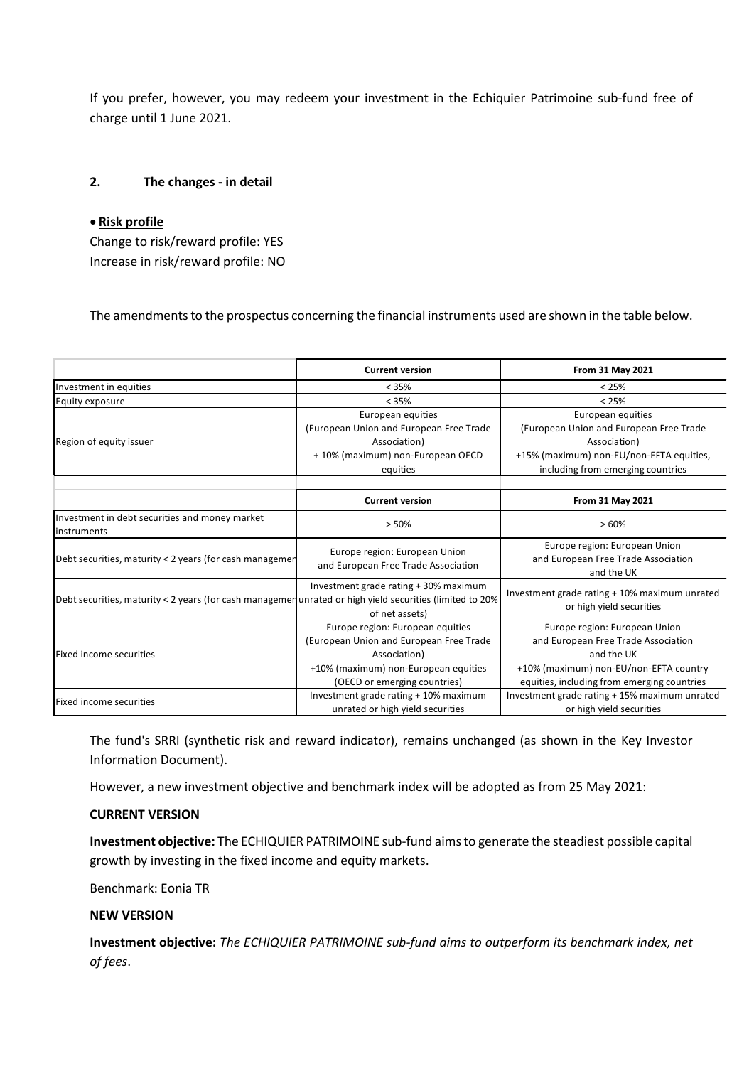If you prefer, however, you may redeem your investment in the Echiquier Patrimoine sub-fund free of charge until 1 June 2021.

## 2. The changes - in detail

- **Risk profile**

Change to risk/reward profile: YES
Increase in risk/reward profile: NO

The amendments to the prospectus concerning the financial instruments used are shown in the table below.

| | Current version | From 31 May 2021 |
|---|---|---|
| Investment in equities | < 35% | < 25% |
| Equity exposure | < 35% | < 25% |
| Region of equity issuer | European equities (European Union and European Free Trade Association) + 10% (maximum) non-European OECD equities | European equities (European Union and European Free Trade Association) +15% (maximum) non-EU/non-EFTA equities, including from emerging countries |
| | | |
| | **Current version** | **From 31 May 2021** |
| Investment in debt securities and money market instruments | > 50% | > 60% |
| Debt securities, maturity < 2 years (for cash managemen | Europe region: European Union and European Free Trade Association | Europe region: European Union and European Free Trade Association and the UK |
| Debt securities, maturity < 2 years (for cash managemen | Investment grade rating + 30% maximum unrated or high yield securities (limited to 20% of net assets) | Investment grade rating + 10% maximum unrated or high yield securities |
| Fixed income securities | Europe region: European equities (European Union and European Free Trade Association) +10% (maximum) non-European equities (OECD or emerging countries) | Europe region: European Union and European Free Trade Association and the UK +10% (maximum) non-EU/non-EFTA country equities, including from emerging countries |
| Fixed income securities | Investment grade rating + 10% maximum unrated or high yield securities | Investment grade rating + 15% maximum unrated or high yield securities |

The fund's SRRI (synthetic risk and reward indicator), remains unchanged (as shown in the Key Investor Information Document).

However, a new investment objective and benchmark index will be adopted as from 25 May 2021:

**CURRENT VERSION**

**Investment objective:** The ECHIQUIER PATRIMOINE sub-fund aims to generate the steadiest possible capital growth by investing in the fixed income and equity markets.

Benchmark: Eonia TR

**NEW VERSION**

**Investment objective:** *The ECHIQUIER PATRIMOINE sub-fund aims to outperform its benchmark index, net of fees*.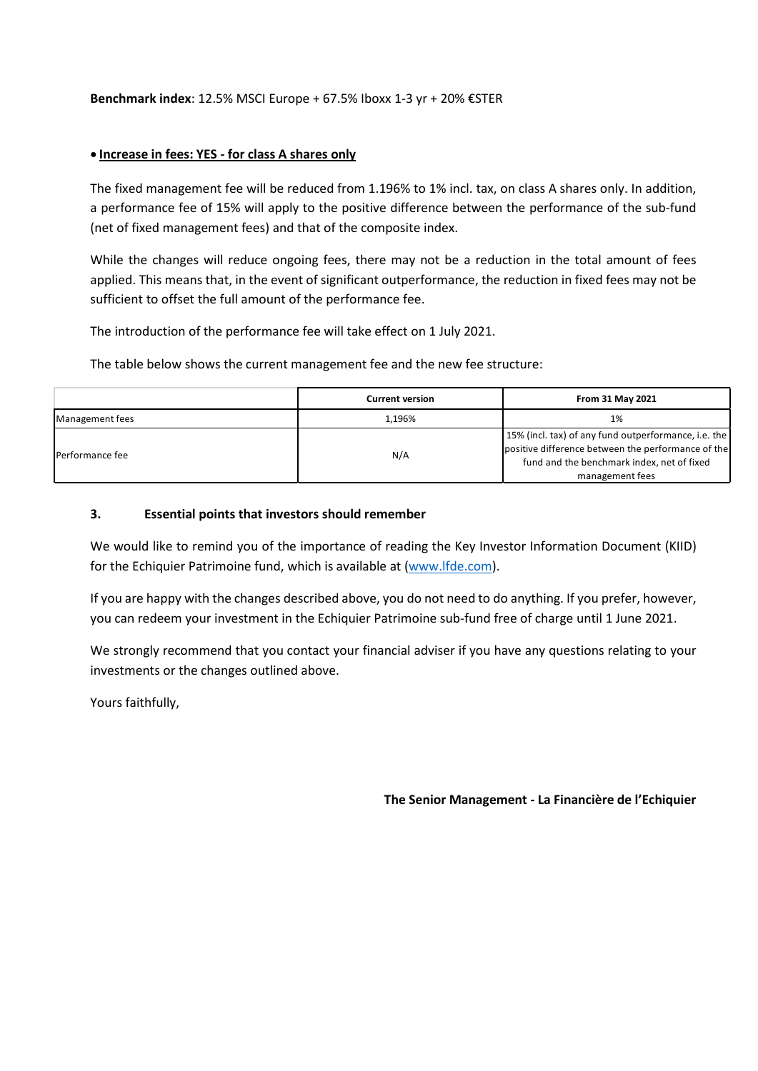**Benchmark index**: 12.5% MSCI Europe + 67.5% Iboxx 1-3 yr + 20% €STER

- **Increase in fees: YES - for class A shares only**

The fixed management fee will be reduced from 1.196% to 1% incl. tax, on class A shares only. In addition, a performance fee of 15% will apply to the positive difference between the performance of the sub-fund (net of fixed management fees) and that of the composite index.

While the changes will reduce ongoing fees, there may not be a reduction in the total amount of fees applied. This means that, in the event of significant outperformance, the reduction in fixed fees may not be sufficient to offset the full amount of the performance fee.

The introduction of the performance fee will take effect on 1 July 2021.

The table below shows the current management fee and the new fee structure:

| | Current version | From 31 May 2021 |
|---|---|---|
| Management fees | 1,196% | 1% |
| Performance fee | N/A | 15% (incl. tax) of any fund outperformance, i.e. the positive difference between the performance of the fund and the benchmark index, net of fixed management fees |

### 3. Essential points that investors should remember

We would like to remind you of the importance of reading the Key Investor Information Document (KIID) for the Echiquier Patrimoine fund, which is available at (www.lfde.com).

If you are happy with the changes described above, you do not need to do anything. If you prefer, however, you can redeem your investment in the Echiquier Patrimoine sub-fund free of charge until 1 June 2021.

We strongly recommend that you contact your financial adviser if you have any questions relating to your investments or the changes outlined above.

Yours faithfully,

**The Senior Management - La Financière de l'Echiquier**